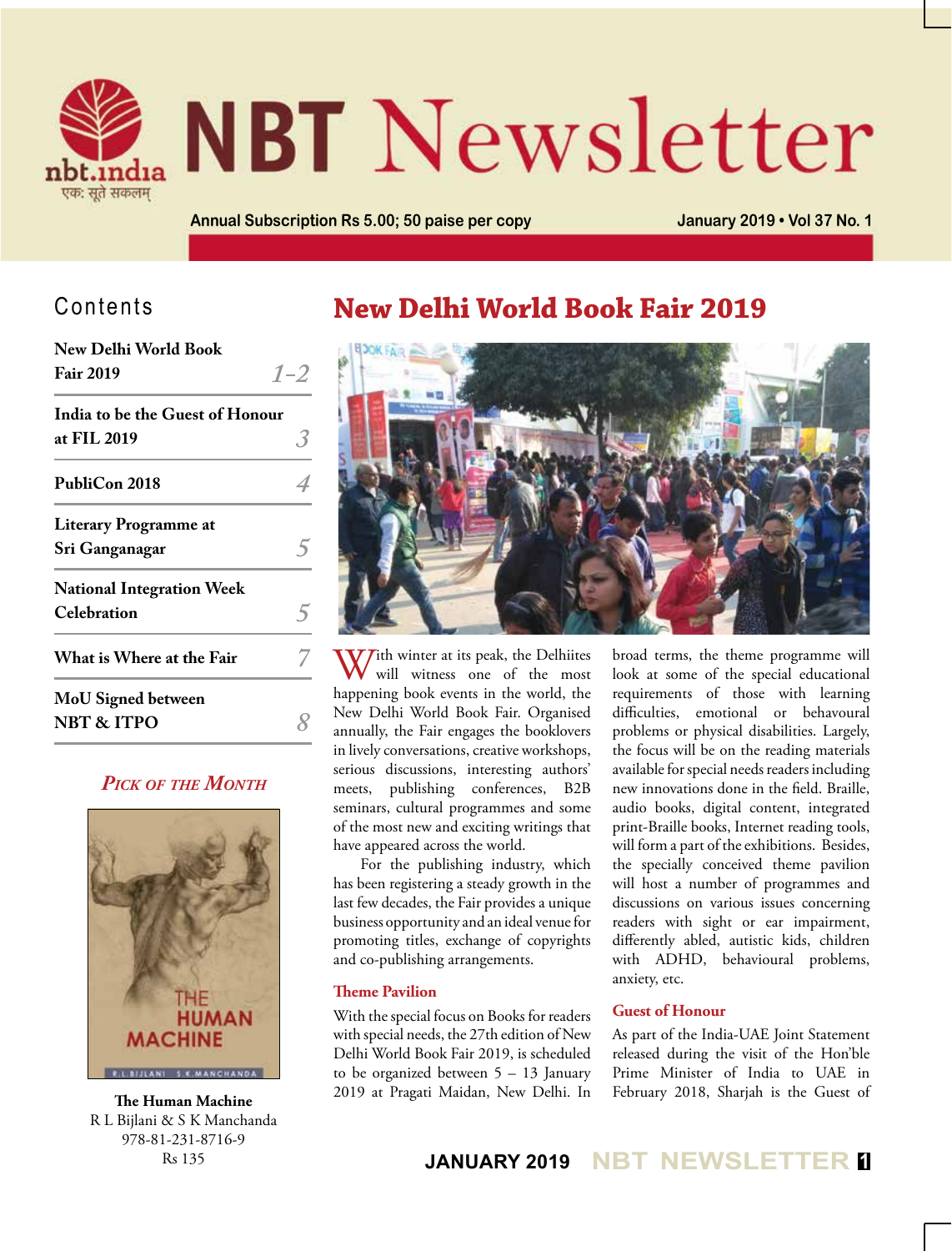# NBT Newsletter

nbt.india
एक: सूते सकलम्

Annual Subscription Rs 5.00; 50 paise per copy

January 2019 • Vol 37 No. 1

## Contents

| | |
|---|---|
| New Delhi World Book Fair 2019 | 1–2 |
| India to be the Guest of Honour at FIL 2019 | 3 |
| PubliCon 2018 | 4 |
| Literary Programme at Sri Ganganagar | 5 |
| National Integration Week Celebration | 5 |
| What is Where at the Fair | 7 |
| MoU Signed between NBT & ITPO | 8 |

### *Pick of the Month*

**The Human Machine**
R L Bijlani & S K Manchanda
978-81-231-8716-9
Rs 135

# New Delhi World Book Fair 2019

With winter at its peak, the Delhiites will witness one of the most happening book events in the world, the New Delhi World Book Fair. Organised annually, the Fair engages the booklovers in lively conversations, creative workshops, serious discussions, interesting authors' meets, publishing conferences, B2B seminars, cultural programmes and some of the most new and exciting writings that have appeared across the world.

For the publishing industry, which has been registering a steady growth in the last few decades, the Fair provides a unique business opportunity and an ideal venue for promoting titles, exchange of copyrights and co-publishing arrangements.

## Theme Pavilion

With the special focus on Books for readers with special needs, the 27th edition of New Delhi World Book Fair 2019, is scheduled to be organized between 5 – 13 January 2019 at Pragati Maidan, New Delhi. In broad terms, the theme programme will look at some of the special educational requirements of those with learning difficulties, emotional or behavioural problems or physical disabilities. Largely, the focus will be on the reading materials available for special needs readers including new innovations done in the field. Braille, audio books, digital content, integrated print-Braille books, Internet reading tools, will form a part of the exhibitions. Besides, the specially conceived theme pavilion will host a number of programmes and discussions on various issues concerning readers with sight or ear impairment, differently abled, autistic kids, children with ADHD, behavioural problems, anxiety, etc.

## Guest of Honour

As part of the India-UAE Joint Statement released during the visit of the Hon'ble Prime Minister of India to UAE in February 2018, Sharjah is the Guest of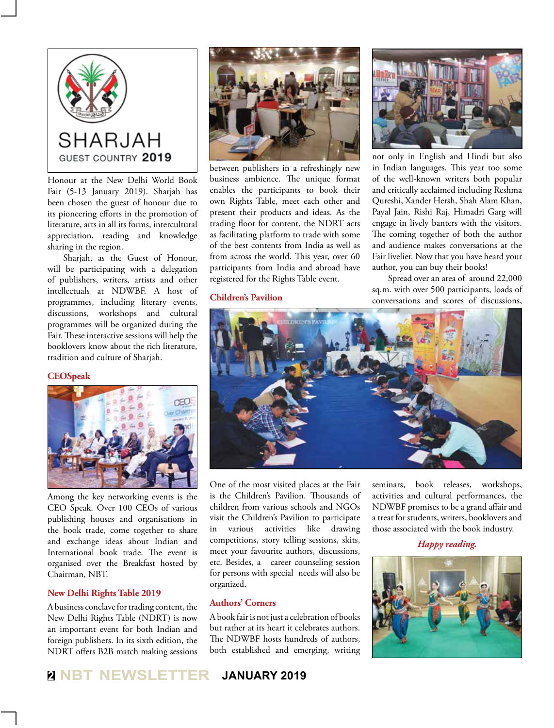SHARJAH
GUEST COUNTRY **2019**

Honour at the New Delhi World Book Fair (5-13 January 2019). Sharjah has been chosen the guest of honour due to its pioneering efforts in the promotion of literature, arts in all its forms, intercultural appreciation, reading and knowledge sharing in the region.

Sharjah, as the Guest of Honour, will be participating with a delegation of publishers, writers, artists and other intellectuals at NDWBF. A host of programmes, including literary events, discussions, workshops and cultural programmes will be organized during the Fair. These interactive sessions will help the booklovers know about the rich literature, tradition and culture of Sharjah.

## CEOSpeak

Among the key networking events is the CEO Speak. Over 100 CEOs of various publishing houses and organisations in the book trade, come together to share and exchange ideas about Indian and International book trade. The event is organised over the Breakfast hosted by Chairman, NBT.

## New Delhi Rights Table 2019

A business conclave for trading content, the New Delhi Rights Table (NDRT) is now an important event for both Indian and foreign publishers. In its sixth edition, the NDRT offers B2B match making sessions between publishers in a refreshingly new business ambience. The unique format enables the participants to book their own Rights Table, meet each other and present their products and ideas. As the trading floor for content, the NDRT acts as facilitating platform to trade with some of the best contents from India as well as from across the world. This year, over 60 participants from India and abroad have registered for the Rights Table event.

## Children's Pavilion

One of the most visited places at the Fair is the Children's Pavilion. Thousands of children from various schools and NGOs visit the Children's Pavilion to participate in various activities like drawing competitions, story telling sessions, skits, meet your favourite authors, discussions, etc. Besides, a career counseling session for persons with special needs will also be organized.

## Authors' Corners

A book fair is not just a celebration of books but rather at its heart it celebrates authors. The NDWBF hosts hundreds of authors, both established and emerging, writing not only in English and Hindi but also in Indian languages. This year too some of the well-known writers both popular and critically acclaimed including Reshma Qureshi, Xander Hersh, Shah Alam Khan, Payal Jain, Rishi Raj, Himadri Garg will engage in lively banters with the visitors. The coming together of both the author and audience makes conversations at the Fair livelier. Now that you have heard your author, you can buy their books!

Spread over an area of around 22,000 sq.m. with over 500 participants, loads of conversations and scores of discussions, seminars, book releases, workshops, activities and cultural performances, the NDWBF promises to be a grand affair and a treat for students, writers, booklovers and those associated with the book industry.

***Happy reading.***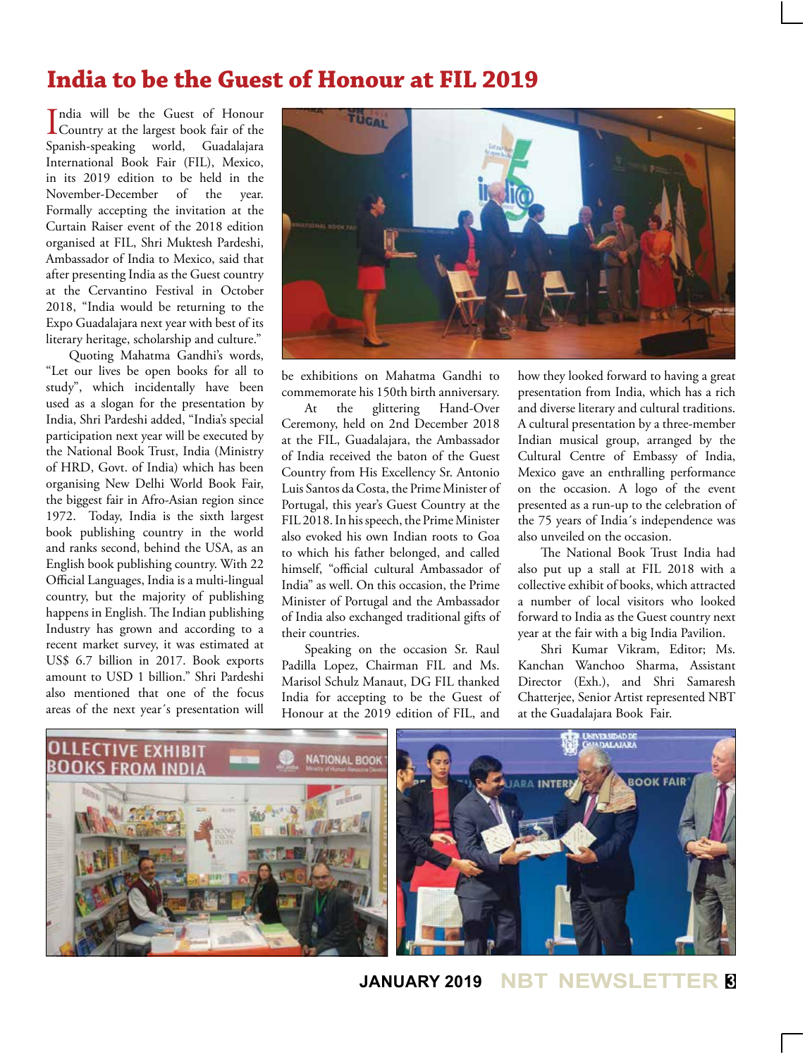# India to be the Guest of Honour at FIL 2019

India will be the Guest of Honour Country at the largest book fair of the Spanish-speaking world, Guadalajara International Book Fair (FIL), Mexico, in its 2019 edition to be held in the November-December of the year. Formally accepting the invitation at the Curtain Raiser event of the 2018 edition organised at FIL, Shri Muktesh Pardeshi, Ambassador of India to Mexico, said that after presenting India as the Guest country at the Cervantino Festival in October 2018, "India would be returning to the Expo Guadalajara next year with best of its literary heritage, scholarship and culture."

Quoting Mahatma Gandhi's words, "Let our lives be open books for all to study", which incidentally have been used as a slogan for the presentation by India, Shri Pardeshi added, "India's special participation next year will be executed by the National Book Trust, India (Ministry of HRD, Govt. of India) which has been organising New Delhi World Book Fair, the biggest fair in Afro-Asian region since 1972. Today, India is the sixth largest book publishing country in the world and ranks second, behind the USA, as an English book publishing country. With 22 Official Languages, India is a multi-lingual country, but the majority of publishing happens in English. The Indian publishing Industry has grown and according to a recent market survey, it was estimated at US$ 6.7 billion in 2017. Book exports amount to USD 1 billion." Shri Pardeshi also mentioned that one of the focus areas of the next year´s presentation will be exhibitions on Mahatma Gandhi to commemorate his 150th birth anniversary.

At the glittering Hand-Over Ceremony, held on 2nd December 2018 at the FIL, Guadalajara, the Ambassador of India received the baton of the Guest Country from His Excellency Sr. Antonio Luis Santos da Costa, the Prime Minister of Portugal, this year's Guest Country at the FIL 2018. In his speech, the Prime Minister also evoked his own Indian roots to Goa to which his father belonged, and called himself, "official cultural Ambassador of India" as well. On this occasion, the Prime Minister of Portugal and the Ambassador of India also exchanged traditional gifts of their countries.

Speaking on the occasion Sr. Raul Padilla Lopez, Chairman FIL and Ms. Marisol Schulz Manaut, DG FIL thanked India for accepting to be the Guest of Honour at the 2019 edition of FIL, and how they looked forward to having a great presentation from India, which has a rich and diverse literary and cultural traditions. A cultural presentation by a three-member Indian musical group, arranged by the Cultural Centre of Embassy of India, Mexico gave an enthralling performance on the occasion. A logo of the event presented as a run-up to the celebration of the 75 years of India´s independence was also unveiled on the occasion.

The National Book Trust India had also put up a stall at FIL 2018 with a collective exhibit of books, which attracted a number of local visitors who looked forward to India as the Guest country next year at the fair with a big India Pavilion.

Shri Kumar Vikram, Editor; Ms. Kanchan Wanchoo Sharma, Assistant Director (Exh.), and Shri Samaresh Chatterjee, Senior Artist represented NBT at the Guadalajara Book Fair.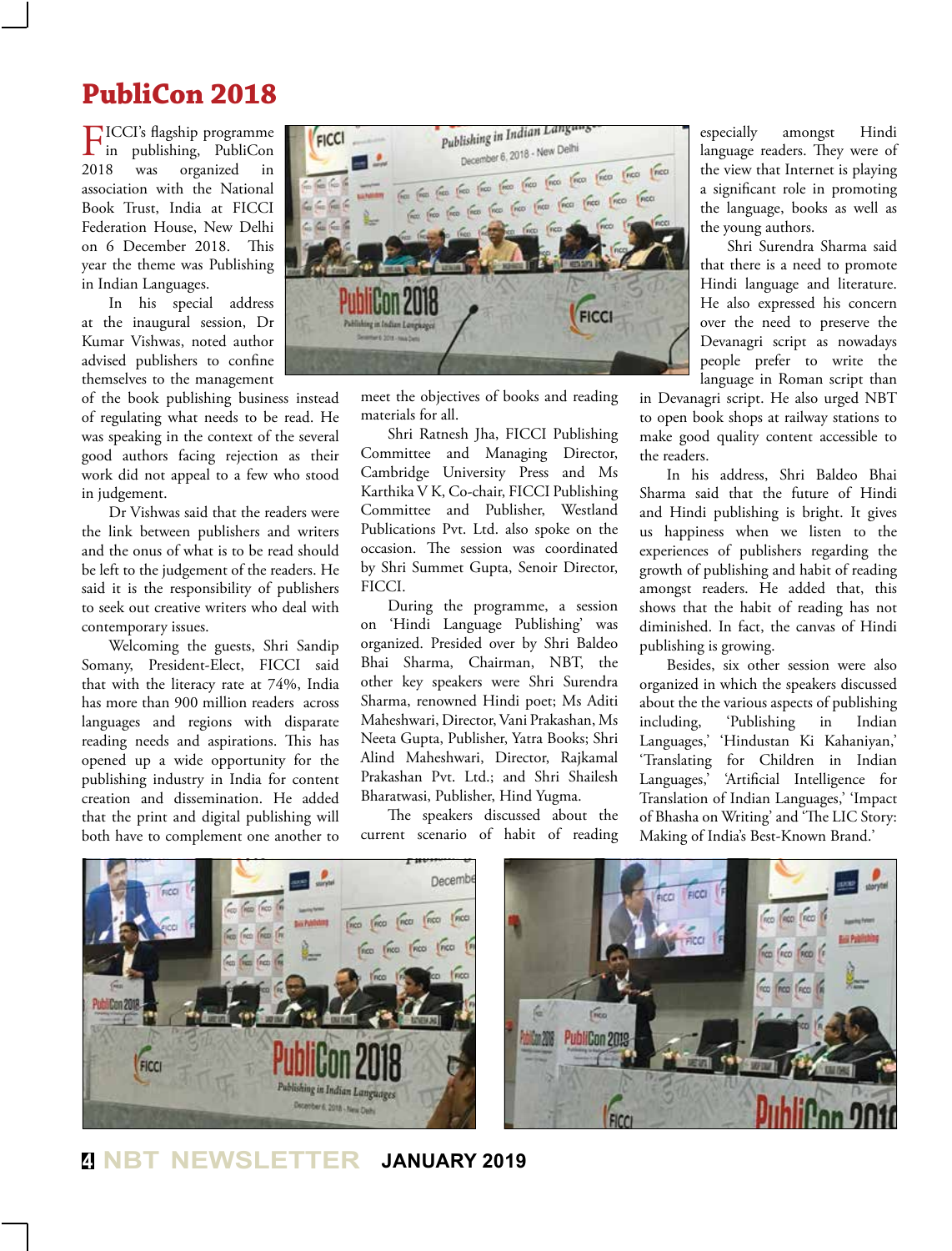# PubliCon 2018

FICCI's flagship programme in publishing, PubliCon 2018 was organized in association with the National Book Trust, India at FICCI Federation House, New Delhi on 6 December 2018. This year the theme was Publishing in Indian Languages.

In his special address at the inaugural session, Dr Kumar Vishwas, noted author advised publishers to confine themselves to the management of the book publishing business instead of regulating what needs to be read. He was speaking in the context of the several good authors facing rejection as their work did not appeal to a few who stood in judgement.

Dr Vishwas said that the readers were the link between publishers and writers and the onus of what is to be read should be left to the judgement of the readers. He said it is the responsibility of publishers to seek out creative writers who deal with contemporary issues.

Welcoming the guests, Shri Sandip Somany, President-Elect, FICCI said that with the literacy rate at 74%, India has more than 900 million readers across languages and regions with disparate reading needs and aspirations. This has opened up a wide opportunity for the publishing industry in India for content creation and dissemination. He added that the print and digital publishing will both have to complement one another to meet the objectives of books and reading materials for all.

Shri Ratnesh Jha, FICCI Publishing Committee and Managing Director, Cambridge University Press and Ms Karthika V K, Co-chair, FICCI Publishing Committee and Publisher, Westland Publications Pvt. Ltd. also spoke on the occasion. The session was coordinated by Shri Summet Gupta, Senoir Director, FICCI.

During the programme, a session on 'Hindi Language Publishing' was organized. Presided over by Shri Baldeo Bhai Sharma, Chairman, NBT, the other key speakers were Shri Surendra Sharma, renowned Hindi poet; Ms Aditi Maheshwari, Director, Vani Prakashan, Ms Neeta Gupta, Publisher, Yatra Books; Shri Alind Maheshwari, Director, Rajkamal Prakashan Pvt. Ltd.; and Shri Shailesh Bharatwasi, Publisher, Hind Yugma.

The speakers discussed about the current scenario of habit of reading especially amongst Hindi language readers. They were of the view that Internet is playing a significant role in promoting the language, books as well as the young authors.

Shri Surendra Sharma said that there is a need to promote Hindi language and literature. He also expressed his concern over the need to preserve the Devanagri script as nowadays people prefer to write the language in Roman script than in Devanagri script. He also urged NBT to open book shops at railway stations to make good quality content accessible to the readers.

In his address, Shri Baldeo Bhai Sharma said that the future of Hindi and Hindi publishing is bright. It gives us happiness when we listen to the experiences of publishers regarding the growth of publishing and habit of reading amongst readers. He added that, this shows that the habit of reading has not diminished. In fact, the canvas of Hindi publishing is growing.

Besides, six other session were also organized in which the speakers discussed about the the various aspects of publishing including, 'Publishing in Indian Languages,' 'Hindustan Ki Kahaniyan,' 'Translating for Children in Indian Languages,' 'Artificial Intelligence for Translation of Indian Languages,' 'Impact of Bhasha on Writing' and 'The LIC Story: Making of India's Best-Known Brand.'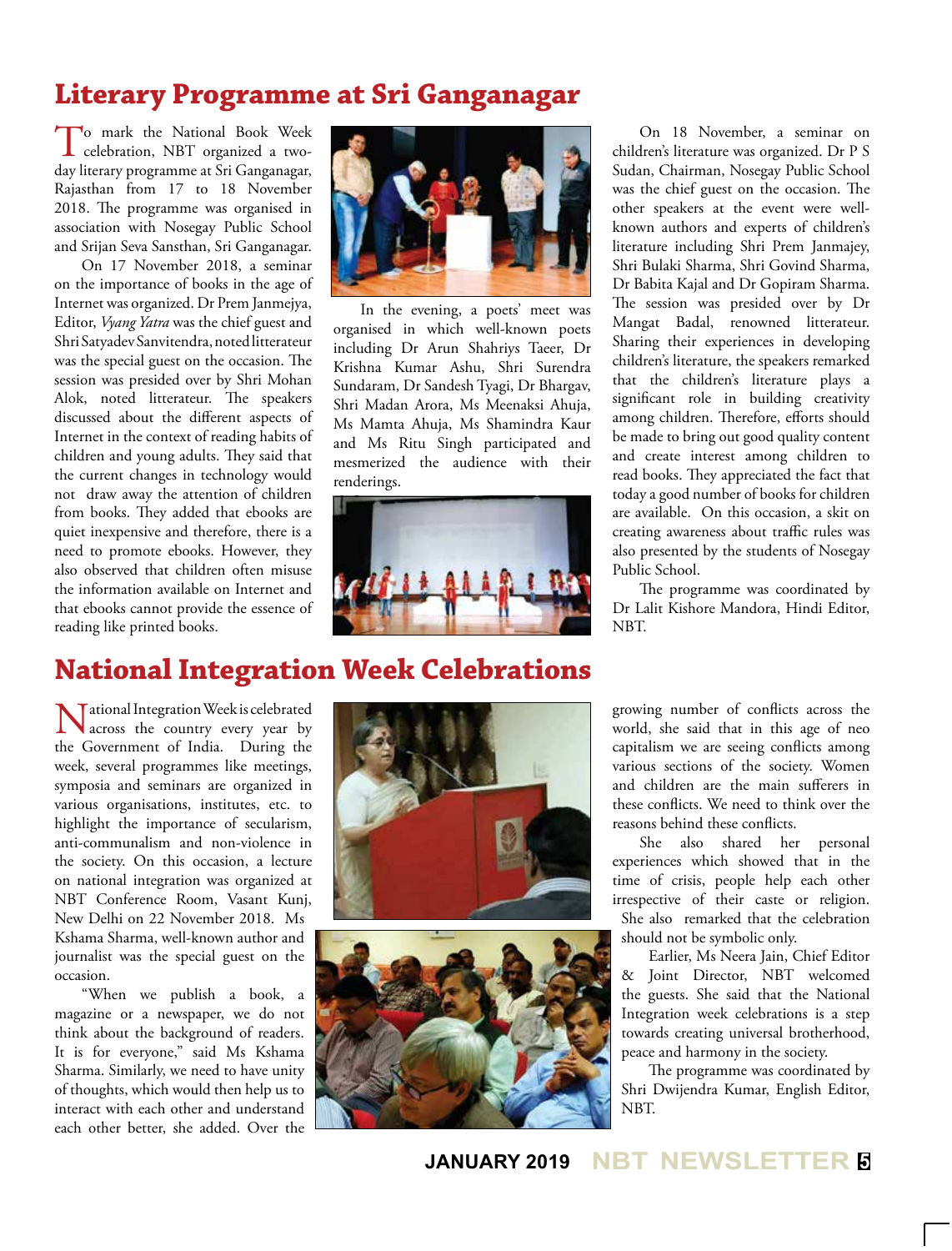# Literary Programme at Sri Ganganagar

To mark the National Book Week celebration, NBT organized a two-day literary programme at Sri Ganganagar, Rajasthan from 17 to 18 November 2018. The programme was organised in association with Nosegay Public School and Srijan Seva Sansthan, Sri Ganganagar.

On 17 November 2018, a seminar on the importance of books in the age of Internet was organized. Dr Prem Janmejya, Editor, *Vyang Yatra* was the chief guest and Shri Satyadev Sanvitendra, noted litterateur was the special guest on the occasion. The session was presided over by Shri Mohan Alok, noted litterateur. The speakers discussed about the different aspects of Internet in the context of reading habits of children and young adults. They said that the current changes in technology would not draw away the attention of children from books. They added that ebooks are quiet inexpensive and therefore, there is a need to promote ebooks. However, they also observed that children often misuse the information available on Internet and that ebooks cannot provide the essence of reading like printed books.

In the evening, a poets' meet was organised in which well-known poets including Dr Arun Shahriys Taeer, Dr Krishna Kumar Ashu, Shri Surendra Sundaram, Dr Sandesh Tyagi, Dr Bhargav, Shri Madan Arora, Ms Meenaksi Ahuja, Ms Mamta Ahuja, Ms Shamindra Kaur and Ms Ritu Singh participated and mesmerized the audience with their renderings.

On 18 November, a seminar on children's literature was organized. Dr P S Sudan, Chairman, Nosegay Public School was the chief guest on the occasion. The other speakers at the event were well-known authors and experts of children's literature including Shri Prem Janmajey, Shri Bulaki Sharma, Shri Govind Sharma, Dr Babita Kajal and Dr Gopiram Sharma. The session was presided over by Dr Mangat Badal, renowned litterateur. Sharing their experiences in developing children's literature, the speakers remarked that the children's literature plays a significant role in building creativity among children. Therefore, efforts should be made to bring out good quality content and create interest among children to read books. They appreciated the fact that today a good number of books for children are available. On this occasion, a skit on creating awareness about traffic rules was also presented by the students of Nosegay Public School.

The programme was coordinated by Dr Lalit Kishore Mandora, Hindi Editor, NBT.

# National Integration Week Celebrations

National Integration Week is celebrated across the country every year by the Government of India. During the week, several programmes like meetings, symposia and seminars are organized in various organisations, institutes, etc. to highlight the importance of secularism, anti-communalism and non-violence in the society. On this occasion, a lecture on national integration was organized at NBT Conference Room, Vasant Kunj, New Delhi on 22 November 2018. Ms Kshama Sharma, well-known author and journalist was the special guest on the occasion.

"When we publish a book, a magazine or a newspaper, we do not think about the background of readers. It is for everyone," said Ms Kshama Sharma. Similarly, we need to have unity of thoughts, which would then help us to interact with each other and understand each other better, she added. Over the growing number of conflicts across the world, she said that in this age of neo capitalism we are seeing conflicts among various sections of the society. Women and children are the main sufferers in these conflicts. We need to think over the reasons behind these conflicts.

She also shared her personal experiences which showed that in the time of crisis, people help each other irrespective of their caste or religion. She also remarked that the celebration should not be symbolic only.

Earlier, Ms Neera Jain, Chief Editor & Joint Director, NBT welcomed the guests. She said that the National Integration week celebrations is a step towards creating universal brotherhood, peace and harmony in the society.

The programme was coordinated by Shri Dwijendra Kumar, English Editor, NBT.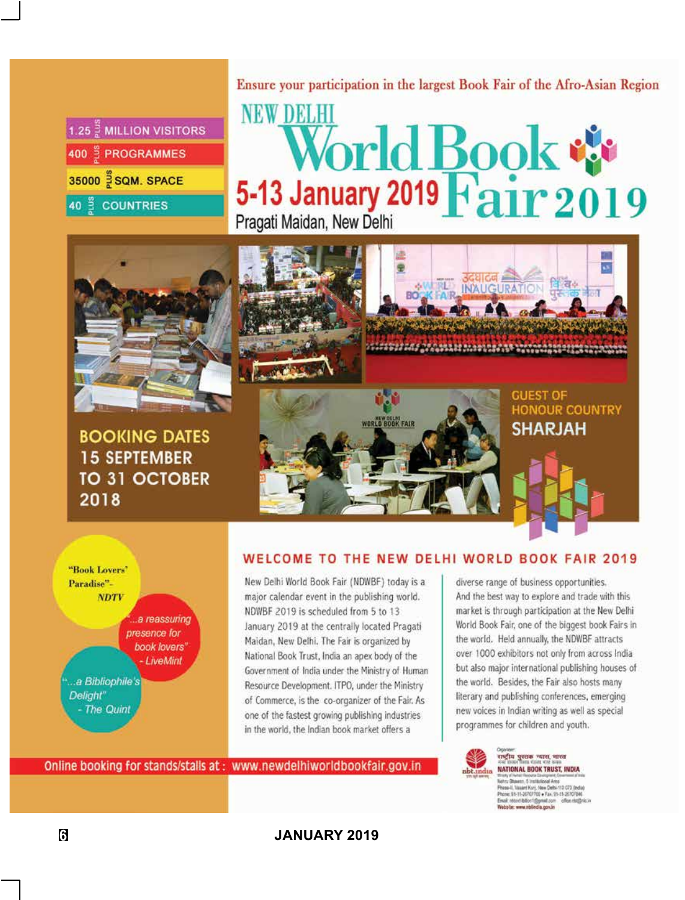Ensure your participation in the largest Book Fair of the Afro-Asian Region

# NEW DELHI World Book Fair 2019

## 5-13 January 2019

Pragati Maidan, New Delhi

- 1.25 PLUS MILLION VISITORS
- 400 PLUS PROGRAMMES
- 35000 PLUS SQM. SPACE
- 40 PLUS COUNTRIES

**BOOKING DATES 15 SEPTEMBER TO 31 OCTOBER 2018**

**GUEST OF HONOUR COUNTRY SHARJAH**

"Book Lovers' Paradise" - *NDTV*

"...a reassuring presence for book lovers" - *LiveMint*

"...a Bibliophile's Delight" - *The Quint*

## WELCOME TO THE NEW DELHI WORLD BOOK FAIR 2019

New Delhi World Book Fair (NDWBF) today is a major calendar event in the publishing world. NDWBF 2019 is scheduled from 5 to 13 January 2019 at the centrally located Pragati Maidan, New Delhi. The Fair is organized by National Book Trust, India an apex body of the Government of India under the Ministry of Human Resource Development. ITPO, under the Ministry of Commerce, is the co-organizer of the Fair. As one of the fastest growing publishing industries in the world, the Indian book market offers a diverse range of business opportunities. And the best way to explore and trade with this market is through participation at the New Delhi World Book Fair, one of the biggest book Fairs in the world. Held annually, the NDWBF attracts over 1000 exhibitors not only from across India but also major international publishing houses of the world. Besides, the Fair also hosts many literary and publishing conferences, emerging new voices in Indian writing as well as special programmes for children and youth.

Online booking for stands/stalls at : www.newdelhiworldbookfair.gov.in

Organiser
राष्ट्रीय पुस्तक न्यास, भारत
NATIONAL BOOK TRUST, INDIA
Ministry of Human Resource Development, Government of India
Nehru Bhawan, 5 Institutional Area
Phase-II, Vasant Kunj, New Delhi-110 070 (India)
Phone: 91-11-26707700 • Fax: 91-11-26707846
Email: nbtworldbookfair@gmail.com office.nbt@nic.in
Website: www.nbtindia.gov.in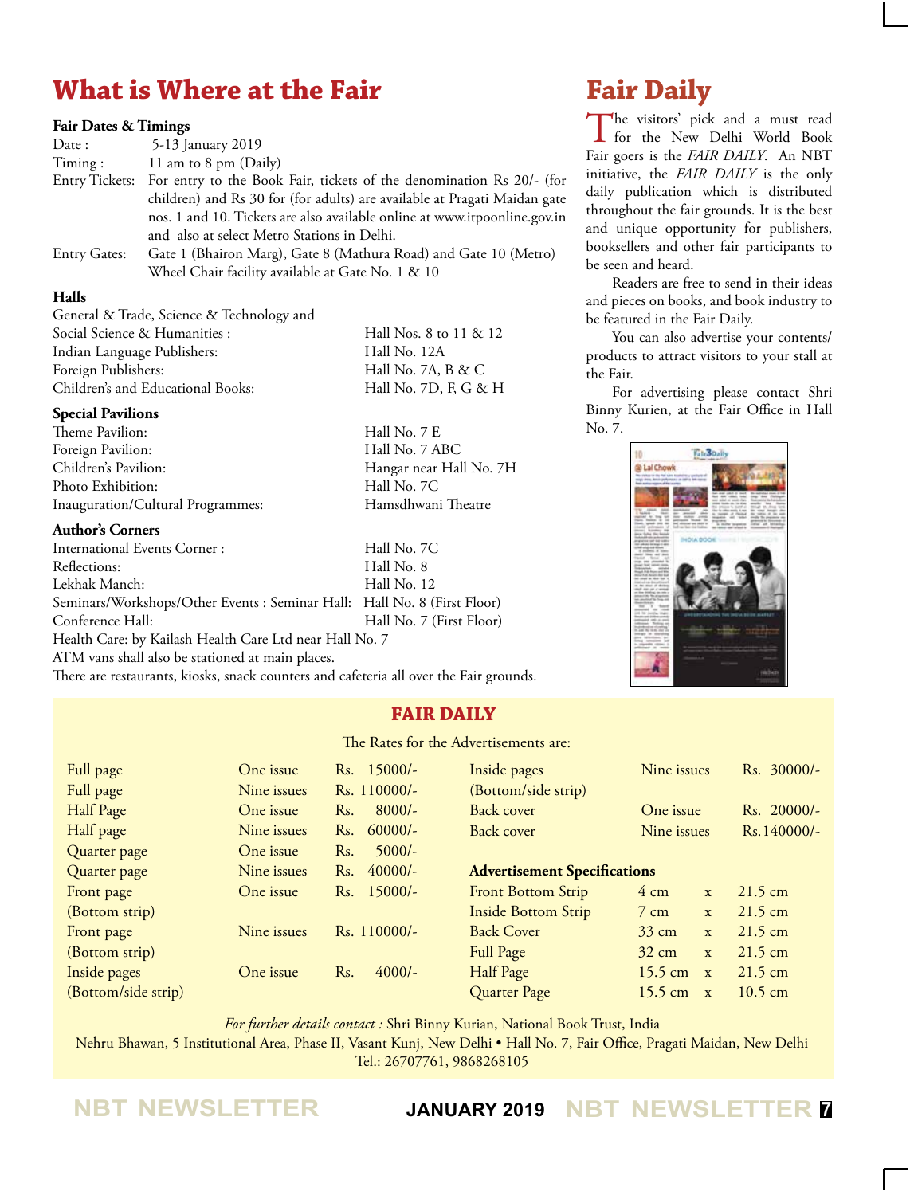# What is Where at the Fair

**Fair Dates & Timings**

| | |
|---|---|
| Date : | 5-13 January 2019 |
| Timing : | 11 am to 8 pm (Daily) |
| Entry Tickets: | For entry to the Book Fair, tickets of the denomination Rs 20/- (for children) and Rs 30 for (for adults) are available at Pragati Maidan gate nos. 1 and 10. Tickets are also available online at www.itpoonline.gov.in and also at select Metro Stations in Delhi. |
| Entry Gates: | Gate 1 (Bhairon Marg), Gate 8 (Mathura Road) and Gate 10 (Metro) Wheel Chair facility available at Gate No. 1 & 10 |

**Halls**

| | |
|---|---|
| General & Trade, Science & Technology and Social Science & Humanities : | Hall Nos. 8 to 11 & 12 |
| Indian Language Publishers: | Hall No. 12A |
| Foreign Publishers: | Hall No. 7A, B & C |
| Children's and Educational Books: | Hall No. 7D, F, G & H |

**Special Pavilions**

| | |
|---|---|
| Theme Pavilion: | Hall No. 7 E |
| Foreign Pavilion: | Hall No. 7 ABC |
| Children's Pavilion: | Hangar near Hall No. 7H |
| Photo Exhibition: | Hall No. 7C |
| Inauguration/Cultural Programmes: | Hamsdhwani Theatre |

**Author's Corners**

| | |
|---|---|
| International Events Corner : | Hall No. 7C |
| Reflections: | Hall No. 8 |
| Lekhak Manch: | Hall No. 12 |
| Seminars/Workshops/Other Events : Seminar Hall: | Hall No. 8 (First Floor) |
| Conference Hall: | Hall No. 7 (First Floor) |

Health Care: by Kailash Health Care Ltd near Hall No. 7

ATM vans shall also be stationed at main places.

There are restaurants, kiosks, snack counters and cafeteria all over the Fair grounds.

# Fair Daily

The visitors' pick and a must read for the New Delhi World Book Fair goers is the *FAIR DAILY*. An NBT initiative, the *FAIR DAILY* is the only daily publication which is distributed throughout the fair grounds. It is the best and unique opportunity for publishers, booksellers and other fair participants to be seen and heard.

Readers are free to send in their ideas and pieces on books, and book industry to be featured in the Fair Daily.

You can also advertise your contents/ products to attract visitors to your stall at the Fair.

For advertising please contact Shri Binny Kurien, at the Fair Office in Hall No. 7.

## FAIR DAILY

The Rates for the Advertisements are:

| | | |
|---|---|---|
| Full page | One issue | Rs. 15000/- |
| Full page | Nine issues | Rs. 110000/- |
| Half Page | One issue | Rs. 8000/- |
| Half page | Nine issues | Rs. 60000/- |
| Quarter page | One issue | Rs. 5000/- |
| Quarter page | Nine issues | Rs. 40000/- |
| Front page (Bottom strip) | One issue | Rs. 15000/- |
| Front page (Bottom strip) | Nine issues | Rs. 110000/- |
| Inside pages (Bottom/side strip) | One issue | Rs. 4000/- |
| Inside pages (Bottom/side strip) | Nine issues | Rs. 30000/- |
| Back cover | One issue | Rs. 20000/- |
| Back cover | Nine issues | Rs.140000/- |

**Advertisement Specifications**

| | | | |
|---|---|---|---|
| Front Bottom Strip | 4 cm | x | 21.5 cm |
| Inside Bottom Strip | 7 cm | x | 21.5 cm |
| Back Cover | 33 cm | x | 21.5 cm |
| Full Page | 32 cm | x | 21.5 cm |
| Half Page | 15.5 cm | x | 21.5 cm |
| Quarter Page | 15.5 cm | x | 10.5 cm |

*For further details contact :* Shri Binny Kurian, National Book Trust, India
Nehru Bhawan, 5 Institutional Area, Phase II, Vasant Kunj, New Delhi • Hall No. 7, Fair Office, Pragati Maidan, New Delhi
Tel.: 26707761, 9868268105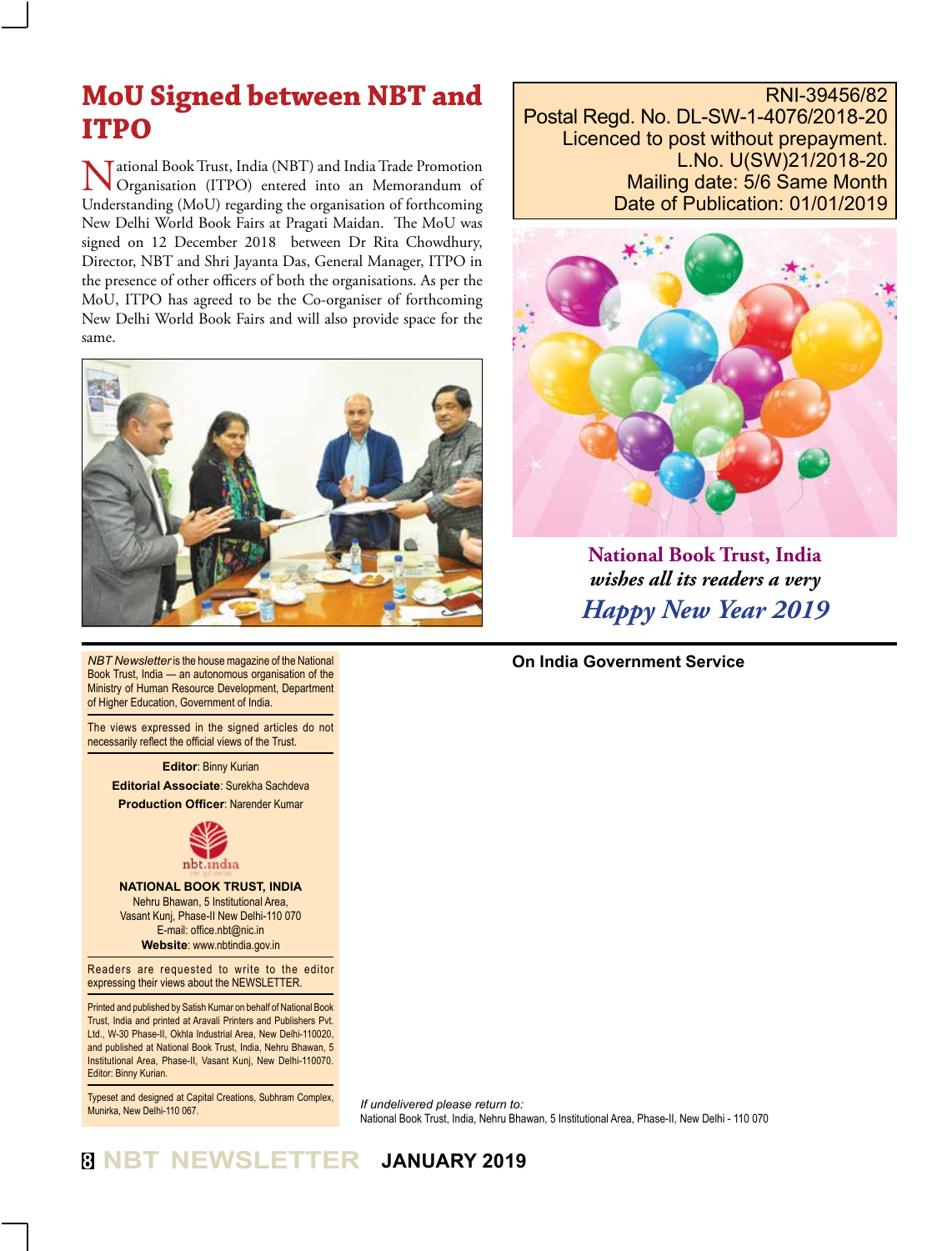# MoU Signed between NBT and ITPO

National Book Trust, India (NBT) and India Trade Promotion Organisation (ITPO) entered into an Memorandum of Understanding (MoU) regarding the organisation of forthcoming New Delhi World Book Fairs at Pragati Maidan. The MoU was signed on 12 December 2018 between Dr Rita Chowdhury, Director, NBT and Shri Jayanta Das, General Manager, ITPO in the presence of other officers of both the organisations. As per the MoU, ITPO has agreed to be the Co-organiser of forthcoming New Delhi World Book Fairs and will also provide space for the same.

RNI-39456/82
Postal Regd. No. DL-SW-1-4076/2018-20
Licenced to post without prepayment.
L.No. U(SW)21/2018-20
Mailing date: 5/6 Same Month
Date of Publication: 01/01/2019

**National Book Trust, India**
***wishes all its readers a very***
***Happy New Year 2019***

*NBT Newsletter* is the house magazine of the National Book Trust, India — an autonomous organisation of the Ministry of Human Resource Development, Department of Higher Education, Government of India.

The views expressed in the signed articles do not necessarily reflect the official views of the Trust.

**Editor**: Binny Kurian
**Editorial Associate**: Surekha Sachdeva
**Production Officer**: Narender Kumar

nbt.india

**NATIONAL BOOK TRUST, INDIA**
Nehru Bhawan, 5 Institutional Area,
Vasant Kunj, Phase-II New Delhi-110 070
E-mail: office.nbt@nic.in
**Website**: www.nbtindia.gov.in

Readers are requested to write to the editor expressing their views about the NEWSLETTER.

Printed and published by Satish Kumar on behalf of National Book Trust, India and printed at Aravali Printers and Publishers Pvt. Ltd., W-30 Phase-II, Okhla Industrial Area, New Delhi-110020, and published at National Book Trust, India, Nehru Bhawan, 5 Institutional Area, Phase-II, Vasant Kunj, New Delhi-110070. Editor: Binny Kurian.

Typeset and designed at Capital Creations, Subhram Complex, Munirka, New Delhi-110 067.

**On India Government Service**

*If undelivered please return to:*
National Book Trust, India, Nehru Bhawan, 5 Institutional Area, Phase-II, New Delhi - 110 070